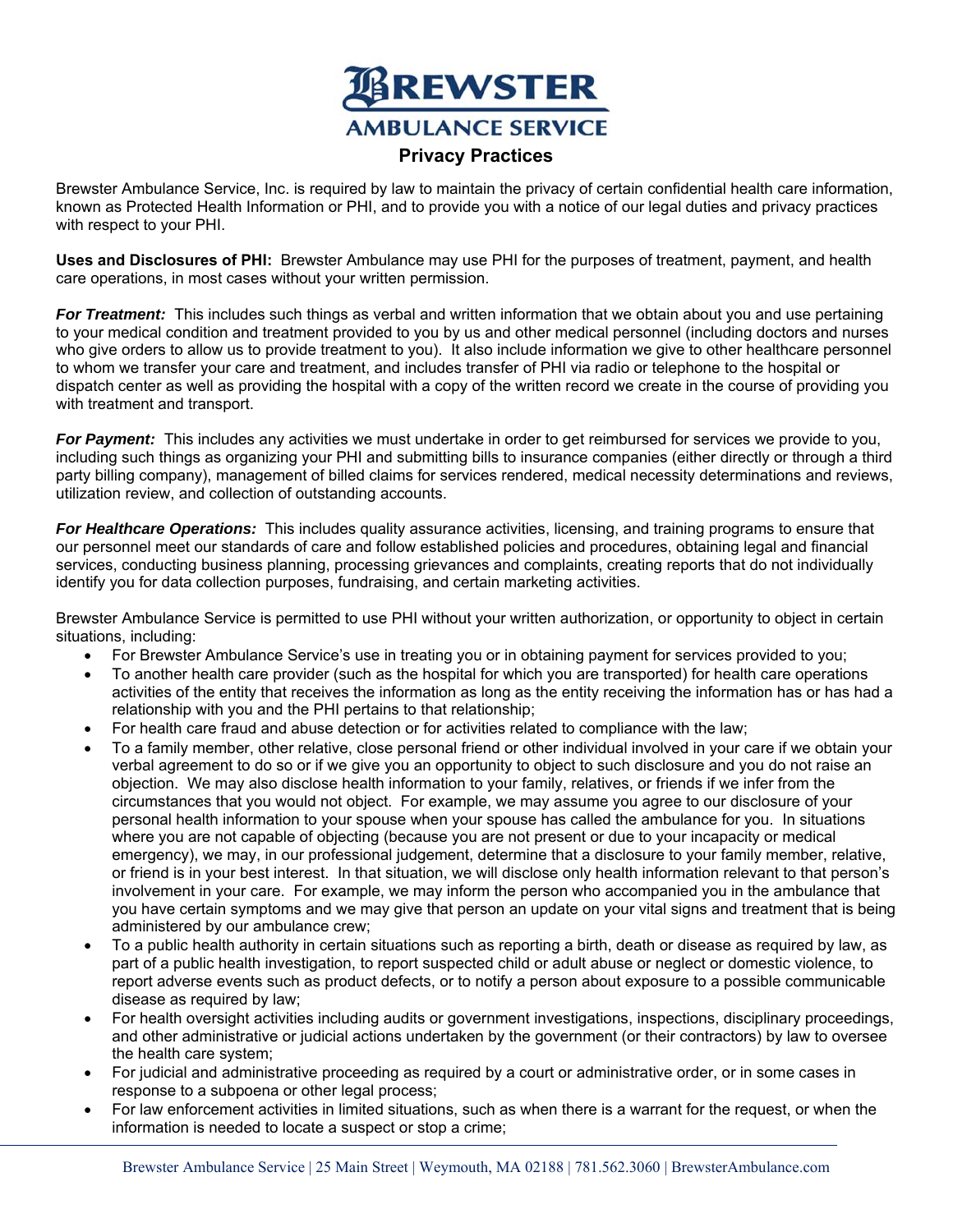# BREWSTER AMBULANCE SERVICE

## Privacy Practices

Brewster Ambulance Service, Inc. is required by law to maintain the privacy of certain confidential health care information, known as Protected Health Information or PHI, and to provide you with a notice of our legal duties and privacy practices with respect to your PHI.

**Uses and Disclosures of PHI:** Brewster Ambulance may use PHI for the purposes of treatment, payment, and health care operations, in most cases without your written permission.

***For Treatment:*** This includes such things as verbal and written information that we obtain about you and use pertaining to your medical condition and treatment provided to you by us and other medical personnel (including doctors and nurses who give orders to allow us to provide treatment to you). It also include information we give to other healthcare personnel to whom we transfer your care and treatment, and includes transfer of PHI via radio or telephone to the hospital or dispatch center as well as providing the hospital with a copy of the written record we create in the course of providing you with treatment and transport.

***For Payment:*** This includes any activities we must undertake in order to get reimbursed for services we provide to you, including such things as organizing your PHI and submitting bills to insurance companies (either directly or through a third party billing company), management of billed claims for services rendered, medical necessity determinations and reviews, utilization review, and collection of outstanding accounts.

***For Healthcare Operations:*** This includes quality assurance activities, licensing, and training programs to ensure that our personnel meet our standards of care and follow established policies and procedures, obtaining legal and financial services, conducting business planning, processing grievances and complaints, creating reports that do not individually identify you for data collection purposes, fundraising, and certain marketing activities.

Brewster Ambulance Service is permitted to use PHI without your written authorization, or opportunity to object in certain situations, including:

- For Brewster Ambulance Service's use in treating you or in obtaining payment for services provided to you;
- To another health care provider (such as the hospital for which you are transported) for health care operations activities of the entity that receives the information as long as the entity receiving the information has or has had a relationship with you and the PHI pertains to that relationship;
- For health care fraud and abuse detection or for activities related to compliance with the law;
- To a family member, other relative, close personal friend or other individual involved in your care if we obtain your verbal agreement to do so or if we give you an opportunity to object to such disclosure and you do not raise an objection. We may also disclose health information to your family, relatives, or friends if we infer from the circumstances that you would not object. For example, we may assume you agree to our disclosure of your personal health information to your spouse when your spouse has called the ambulance for you. In situations where you are not capable of objecting (because you are not present or due to your incapacity or medical emergency), we may, in our professional judgement, determine that a disclosure to your family member, relative, or friend is in your best interest. In that situation, we will disclose only health information relevant to that person's involvement in your care. For example, we may inform the person who accompanied you in the ambulance that you have certain symptoms and we may give that person an update on your vital signs and treatment that is being administered by our ambulance crew;
- To a public health authority in certain situations such as reporting a birth, death or disease as required by law, as part of a public health investigation, to report suspected child or adult abuse or neglect or domestic violence, to report adverse events such as product defects, or to notify a person about exposure to a possible communicable disease as required by law;
- For health oversight activities including audits or government investigations, inspections, disciplinary proceedings, and other administrative or judicial actions undertaken by the government (or their contractors) by law to oversee the health care system;
- For judicial and administrative proceeding as required by a court or administrative order, or in some cases in response to a subpoena or other legal process;
- For law enforcement activities in limited situations, such as when there is a warrant for the request, or when the information is needed to locate a suspect or stop a crime;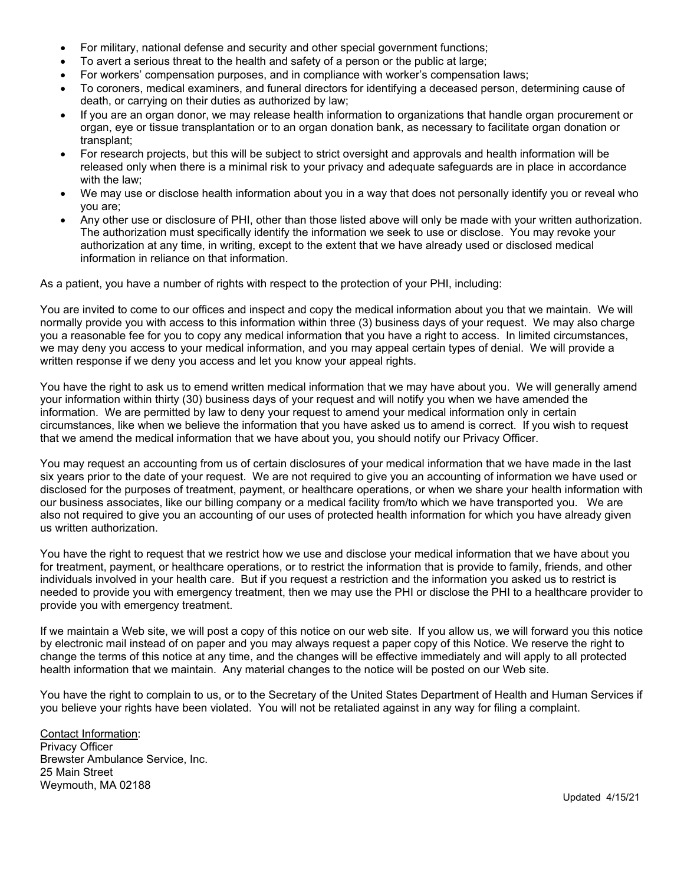- For military, national defense and security and other special government functions;
- To avert a serious threat to the health and safety of a person or the public at large;
- For workers' compensation purposes, and in compliance with worker's compensation laws;
- To coroners, medical examiners, and funeral directors for identifying a deceased person, determining cause of death, or carrying on their duties as authorized by law;
- If you are an organ donor, we may release health information to organizations that handle organ procurement or organ, eye or tissue transplantation or to an organ donation bank, as necessary to facilitate organ donation or transplant;
- For research projects, but this will be subject to strict oversight and approvals and health information will be released only when there is a minimal risk to your privacy and adequate safeguards are in place in accordance with the law;
- We may use or disclose health information about you in a way that does not personally identify you or reveal who you are;
- Any other use or disclosure of PHI, other than those listed above will only be made with your written authorization. The authorization must specifically identify the information we seek to use or disclose. You may revoke your authorization at any time, in writing, except to the extent that we have already used or disclosed medical information in reliance on that information.

As a patient, you have a number of rights with respect to the protection of your PHI, including:

You are invited to come to our offices and inspect and copy the medical information about you that we maintain. We will normally provide you with access to this information within three (3) business days of your request. We may also charge you a reasonable fee for you to copy any medical information that you have a right to access. In limited circumstances, we may deny you access to your medical information, and you may appeal certain types of denial. We will provide a written response if we deny you access and let you know your appeal rights.

You have the right to ask us to emend written medical information that we may have about you. We will generally amend your information within thirty (30) business days of your request and will notify you when we have amended the information. We are permitted by law to deny your request to amend your medical information only in certain circumstances, like when we believe the information that you have asked us to amend is correct. If you wish to request that we amend the medical information that we have about you, you should notify our Privacy Officer.

You may request an accounting from us of certain disclosures of your medical information that we have made in the last six years prior to the date of your request. We are not required to give you an accounting of information we have used or disclosed for the purposes of treatment, payment, or healthcare operations, or when we share your health information with our business associates, like our billing company or a medical facility from/to which we have transported you. We are also not required to give you an accounting of our uses of protected health information for which you have already given us written authorization.

You have the right to request that we restrict how we use and disclose your medical information that we have about you for treatment, payment, or healthcare operations, or to restrict the information that is provide to family, friends, and other individuals involved in your health care. But if you request a restriction and the information you asked us to restrict is needed to provide you with emergency treatment, then we may use the PHI or disclose the PHI to a healthcare provider to provide you with emergency treatment.

If we maintain a Web site, we will post a copy of this notice on our web site. If you allow us, we will forward you this notice by electronic mail instead of on paper and you may always request a paper copy of this Notice. We reserve the right to change the terms of this notice at any time, and the changes will be effective immediately and will apply to all protected health information that we maintain. Any material changes to the notice will be posted on our Web site.

You have the right to complain to us, or to the Secretary of the United States Department of Health and Human Services if you believe your rights have been violated. You will not be retaliated against in any way for filing a complaint.

<u>Contact Information</u>:
Privacy Officer
Brewster Ambulance Service, Inc.
25 Main Street
Weymouth, MA 02188

Updated 4/15/21